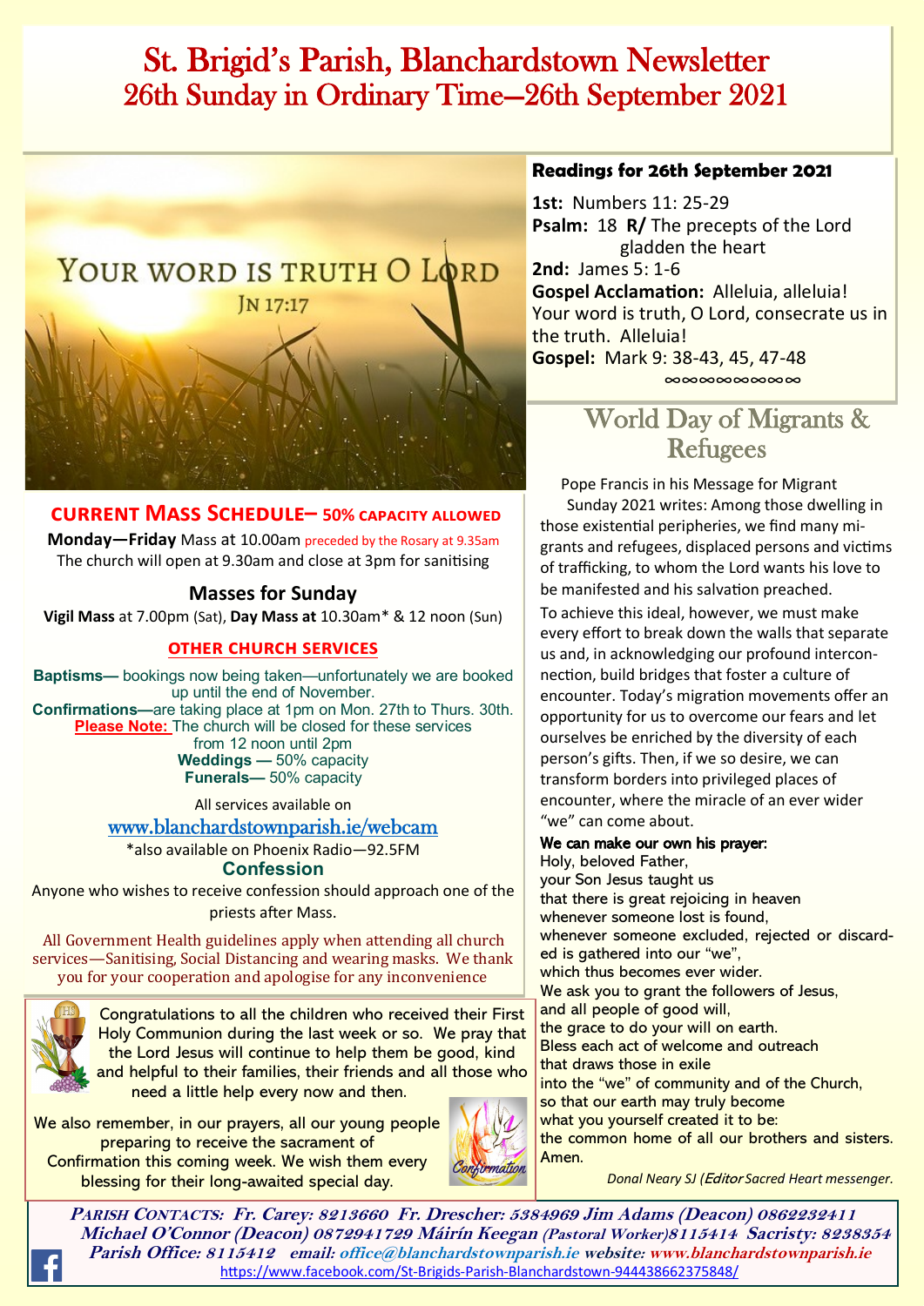# St. Brigid's Parish, Blanchardstown Newsletter
## 26th Sunday in Ordinary Time—26th September 2021

YOUR WORD IS TRUTH O LORD
JN 17:17

### CURRENT MASS SCHEDULE– 50% CAPACITY ALLOWED

**Monday—Friday** Mass at 10.00am preceded by the Rosary at 9.35am
The church will open at 9.30am and close at 3pm for sanitising

### Masses for Sunday

**Vigil Mass** at 7.00pm (Sat), **Day Mass at** 10.30am* & 12 noon (Sun)

### OTHER CHURCH SERVICES

**Baptisms—** bookings now being taken—unfortunately we are booked up until the end of November.
**Confirmations—**are taking place at 1pm on Mon. 27th to Thurs. 30th.
**Please Note:** The church will be closed for these services from 12 noon until 2pm
**Weddings —** 50% capacity
**Funerals—** 50% capacity

All services available on
www.blanchardstownparish.ie/webcam
*also available on Phoenix Radio—92.5FM

### Confession

Anyone who wishes to receive confession should approach one of the priests after Mass.

All Government Health guidelines apply when attending all church services—Sanitising, Social Distancing and wearing masks. We thank you for your cooperation and apologise for any inconvenience

Congratulations to all the children who received their First Holy Communion during the last week or so. We pray that the Lord Jesus will continue to help them be good, kind and helpful to their families, their friends and all those who need a little help every now and then.

We also remember, in our prayers, all our young people preparing to receive the sacrament of Confirmation this coming week. We wish them every blessing for their long-awaited special day.

### Readings for 26th September 2021

**1st:** Numbers 11: 25-29
**Psalm:** 18 **R/** The precepts of the Lord gladden the heart
**2nd:** James 5: 1-6
**Gospel Acclamation:** Alleluia, alleluia! Your word is truth, O Lord, consecrate us in the truth. Alleluia!
**Gospel:** Mark 9: 38-43, 45, 47-48

∞∞∞∞∞∞∞∞∞

## World Day of Migrants & Refugees

Pope Francis in his Message for Migrant Sunday 2021 writes: Among those dwelling in those existential peripheries, we find many migrants and refugees, displaced persons and victims of trafficking, to whom the Lord wants his love to be manifested and his salvation preached.

To achieve this ideal, however, we must make every effort to break down the walls that separate us and, in acknowledging our profound interconnection, build bridges that foster a culture of encounter. Today's migration movements offer an opportunity for us to overcome our fears and let ourselves be enriched by the diversity of each person's gifts. Then, if we so desire, we can transform borders into privileged places of encounter, where the miracle of an ever wider "we" can come about.

**We can make our own his prayer:**

Holy, beloved Father,
your Son Jesus taught us
that there is great rejoicing in heaven
whenever someone lost is found,
whenever someone excluded, rejected or discarded is gathered into our "we",
which thus becomes ever wider.
We ask you to grant the followers of Jesus,
and all people of good will,
the grace to do your will on earth.
Bless each act of welcome and outreach
that draws those in exile
into the "we" of community and of the Church,
so that our earth may truly become
what you yourself created it to be:
the common home of all our brothers and sisters.
Amen.

*Donal Neary SJ (Editor Sacred Heart messenger.*

**PARISH CONTACTS:** *Fr. Carey: 8213660 Fr. Drescher: 5384969 Jim Adams (Deacon) 0862232411 Michael O'Connor (Deacon) 0872941729 Máirín Keegan (Pastoral Worker)8115414 Sacristy: 8238354 Parish Office: 8115412 email: office@blanchardstownparish.ie website: www.blanchardstownparish.ie*
https://www.facebook.com/St-Brigids-Parish-Blanchardstown-944438662375848/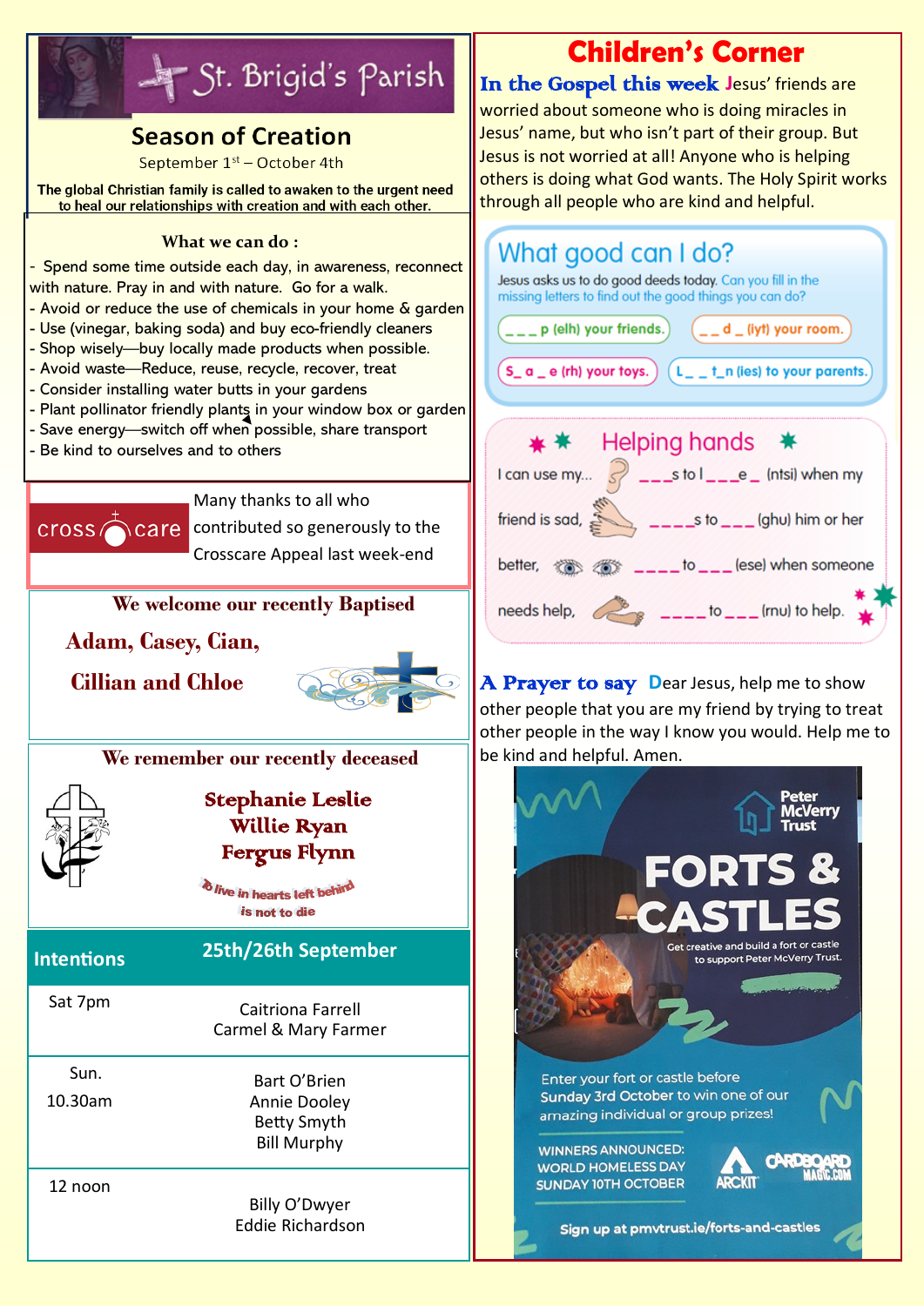# St. Brigid's Parish

## Season of Creation

September 1st – October 4th

**The global Christian family is called to awaken to the urgent need to heal our relationships with creation and with each other.**

### What we can do :

- Spend some time outside each day, in awareness, reconnect with nature. Pray in and with nature. Go for a walk.
- Avoid or reduce the use of chemicals in your home & garden
- Use (vinegar, baking soda) and buy eco-friendly cleaners
- Shop wisely—buy locally made products when possible.
- Avoid waste—Reduce, reuse, recycle, recover, treat
- Consider installing water butts in your gardens
- Plant pollinator friendly plants in your window box or garden
- Save energy—switch off when possible, share transport
- Be kind to ourselves and to others

cross care

Many thanks to all who contributed so generously to the Crosscare Appeal last week-end

### We welcome our recently Baptised

**Adam, Casey, Cian, Cillian and Chloe**

### We remember our recently deceased

**Stephanie Leslie**
**Willie Ryan**
**Fergus Flynn**

To live in hearts left behind is not to die

| Intentions | 25th/26th September |
|---|---|
| Sat 7pm | Caitriona Farrell<br>Carmel & Mary Farmer |
| Sun. 10.30am | Bart O'Brien<br>Annie Dooley<br>Betty Smyth<br>Bill Murphy |
| 12 noon | Billy O'Dwyer<br>Eddie Richardson |

## Children's Corner

**In the Gospel this week** Jesus' friends are worried about someone who is doing miracles in Jesus' name, but who isn't part of their group. But Jesus is not worried at all! Anyone who is helping others is doing what God wants. The Holy Spirit works through all people who are kind and helpful.

### What good can I do?

Jesus asks us to do good deeds today. Can you fill in the missing letters to find out the good things you can do?

- _ _ _ p (elh) your friends.
- _ _ d _ (iyt) your room.
- S_ a _ e (rh) your toys.
- L _ _ t_n (ies) to your parents.

### Helping hands

I can use my... _ _ _s to l_ _ _e_ (ntsi) when my friend is sad, _ _ _ _s to _ _ _ (ghu) him or her better, _ _ _ _to _ _ _ (ese) when someone needs help, _ _ _ _ to _ _ _ (rnu) to help.

**A Prayer to say** Dear Jesus, help me to show other people that you are my friend by trying to treat other people in the way I know you would. Help me to be kind and helpful. Amen.

Peter McVerry Trust

**FORTS & CASTLES**

Get creative and build a fort or castle to support Peter McVerry Trust.

Enter your fort or castle before Sunday 3rd October to win one of our amazing individual or group prizes!

WINNERS ANNOUNCED: WORLD HOMELESS DAY SUNDAY 10TH OCTOBER

ARCKIT CARDBOARD MAGIC.COM

Sign up at pmvtrust.ie/forts-and-castles